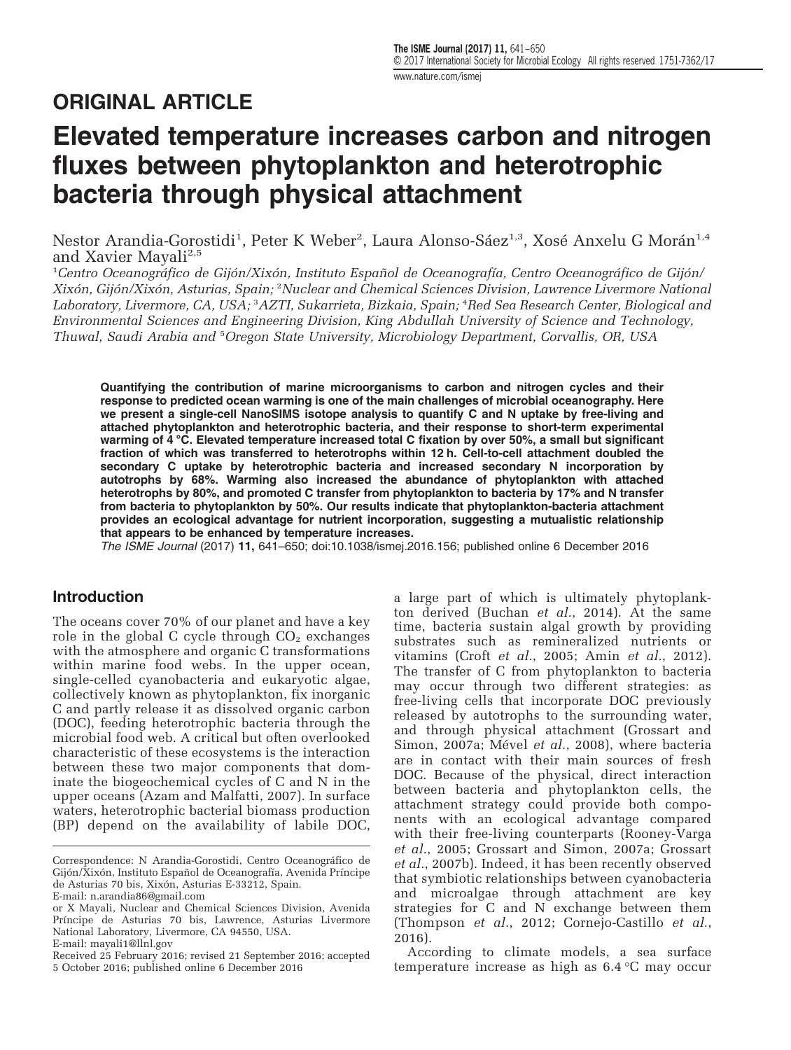## ORIGINAL ARTICLE

# Elevated temperature increases carbon and nitrogen fluxes between phytoplankton and heterotrophic bacteria through physical attachment

Nestor Arandia-Gorostidi[1], Peter K Weber[2], Laura Alonso-Sáez[1,3], Xosé Anxelu G Morán[1,4] and Xavier Mayali[2,5]

[1]*Centro Oceanográfico de Gijón/Xixón, Instituto Español de Oceanografía, Centro Oceanográfico de Gijón/Xixón, Gijón/Xixón, Asturias, Spain;* [2]*Nuclear and Chemical Sciences Division, Lawrence Livermore National Laboratory, Livermore, CA, USA;* [3]*AZTI, Sukarrieta, Bizkaia, Spain;* [4]*Red Sea Research Center, Biological and Environmental Sciences and Engineering Division, King Abdullah University of Science and Technology, Thuwal, Saudi Arabia and* [5]*Oregon State University, Microbiology Department, Corvallis, OR, USA*

**Quantifying the contribution of marine microorganisms to carbon and nitrogen cycles and their response to predicted ocean warming is one of the main challenges of microbial oceanography. Here we present a single-cell NanoSIMS isotope analysis to quantify C and N uptake by free-living and attached phytoplankton and heterotrophic bacteria, and their response to short-term experimental warming of 4 °C. Elevated temperature increased total C fixation by over 50%, a small but significant fraction of which was transferred to heterotrophs within 12 h. Cell-to-cell attachment doubled the secondary C uptake by heterotrophic bacteria and increased secondary N incorporation by autotrophs by 68%. Warming also increased the abundance of phytoplankton with attached heterotrophs by 80%, and promoted C transfer from phytoplankton to bacteria by 17% and N transfer from bacteria to phytoplankton by 50%. Our results indicate that phytoplankton-bacteria attachment provides an ecological advantage for nutrient incorporation, suggesting a mutualistic relationship that appears to be enhanced by temperature increases.**

*The ISME Journal* (2017) **11**, 641–650; doi:10.1038/ismej.2016.156; published online 6 December 2016

## Introduction

The oceans cover 70% of our planet and have a key role in the global C cycle through $CO_2$ exchanges with the atmosphere and organic C transformations within marine food webs. In the upper ocean, single-celled cyanobacteria and eukaryotic algae, collectively known as phytoplankton, fix inorganic C and partly release it as dissolved organic carbon (DOC), feeding heterotrophic bacteria through the microbial food web. A critical but often overlooked characteristic of these ecosystems is the interaction between these two major components that dominate the biogeochemical cycles of C and N in the upper oceans (Azam and Malfatti, 2007). In surface waters, heterotrophic bacterial biomass production (BP) depend on the availability of labile DOC, a large part of which is ultimately phytoplankton derived (Buchan *et al*., 2014). At the same time, bacteria sustain algal growth by providing substrates such as remineralized nutrients or vitamins (Croft *et al*., 2005; Amin *et al*., 2012). The transfer of C from phytoplankton to bacteria may occur through two different strategies: as free-living cells that incorporate DOC previously released by autotrophs to the surrounding water, and through physical attachment (Grossart and Simon, 2007a; Mével *et al*., 2008), where bacteria are in contact with their main sources of fresh DOC. Because of the physical, direct interaction between bacteria and phytoplankton cells, the attachment strategy could provide both components with an ecological advantage compared with their free-living counterparts (Rooney-Varga *et al*., 2005; Grossart and Simon, 2007a; Grossart *et al*., 2007b). Indeed, it has been recently observed that symbiotic relationships between cyanobacteria and microalgae through attachment are key strategies for C and N exchange between them (Thompson *et al*., 2012; Cornejo-Castillo *et al*., 2016).

According to climate models, a sea surface temperature increase as high as 6.4 °C may occur

Correspondence: N Arandia-Gorostidi, Centro Oceanográfico de Gijón/Xixón, Instituto Español de Oceanografía, Avenida Príncipe de Asturias 70 bis, Xixón, Asturias E-33212, Spain.
E-mail: n.arandia86@gmail.com
or X Mayali, Nuclear and Chemical Sciences Division, Avenida Príncipe de Asturias 70 bis, Lawrence, Asturias Livermore National Laboratory, Livermore, CA 94550, USA.
E-mail: mayali1@llnl.gov
Received 25 February 2016; revised 21 September 2016; accepted 5 October 2016; published online 6 December 2016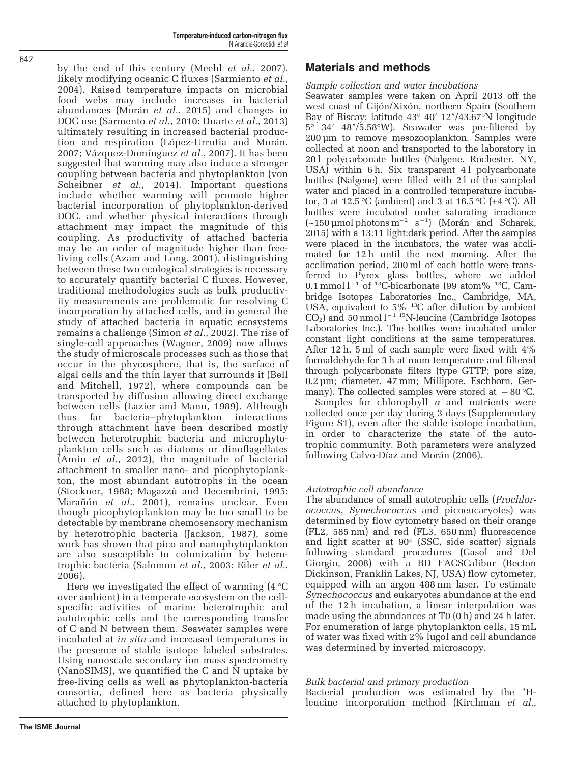by the end of this century (Meehl *et al.*, 2007), likely modifying oceanic C fluxes (Sarmiento *et al.*, 2004). Raised temperature impacts on microbial food webs may include increases in bacterial abundances (Morán *et al.*, 2015) and changes in DOC use (Sarmento *et al.*, 2010; Duarte *et al.*, 2013) ultimately resulting in increased bacterial production and respiration (López-Urrutia and Morán, 2007; Vázquez-Domínguez *et al.*, 2007). It has been suggested that warming may also induce a stronger coupling between bacteria and phytoplankton (von Scheibner *et al.*, 2014). Important questions include whether warming will promote higher bacterial incorporation of phytoplankton-derived DOC, and whether physical interactions through attachment may impact the magnitude of this coupling. As productivity of attached bacteria may be an order of magnitude higher than free-living cells (Azam and Long, 2001), distinguishing between these two ecological strategies is necessary to accurately quantify bacterial C fluxes. However, traditional methodologies such as bulk productivity measurements are problematic for resolving C incorporation by attached cells, and in general the study of attached bacteria in aquatic ecosystems remains a challenge (Simon *et al.*, 2002). The rise of single-cell approaches (Wagner, 2009) now allows the study of microscale processes such as those that occur in the phycosphere, that is, the surface of algal cells and the thin layer that surrounds it (Bell and Mitchell, 1972), where compounds can be transported by diffusion allowing direct exchange between cells (Lazier and Mann, 1989). Although thus far bacteria–phytoplankton interactions through attachment have been described mostly between heterotrophic bacteria and microphytoplankton cells such as diatoms or dinoflagellates (Amin *et al.*, 2012), the magnitude of bacterial attachment to smaller nano- and picophytoplankton, the most abundant autotrophs in the ocean (Stockner, 1988; Magazzù and Decembrini, 1995; Marañón *et al.*, 2001), remains unclear. Even though picophytoplankton may be too small to be detectable by membrane chemosensory mechanism by heterotrophic bacteria (Jackson, 1987), some work has shown that pico and nanophytoplankton are also susceptible to colonization by heterotrophic bacteria (Salomon *et al.*, 2003; Eiler *et al.*, 2006).

Here we investigated the effect of warming (4 °C over ambient) in a temperate ecosystem on the cell-specific activities of marine heterotrophic and autotrophic cells and the corresponding transfer of C and N between them. Seawater samples were incubated at *in situ* and increased temperatures in the presence of stable isotope labeled substrates. Using nanoscale secondary ion mass spectrometry (NanoSIMS), we quantified the C and N uptake by free-living cells as well as phytoplankton-bacteria consortia, defined here as bacteria physically attached to phytoplankton.

## Materials and methods

### *Sample collection and water incubations*

Seawater samples were taken on April 2013 off the west coast of Gijón/Xixón, northern Spain (Southern Bay of Biscay; latitude 43° 40′ 12″/43.67°N longitude 5° 34′ 48″/5.58°W). Seawater was pre-filtered by 200 µm to remove mesozooplankton. Samples were collected at noon and transported to the laboratory in 20 l polycarbonate bottles (Nalgene, Rochester, NY, USA) within 6 h. Six transparent 4 l polycarbonate bottles (Nalgene) were filled with 2 l of the sampled water and placed in a controlled temperature incubator, 3 at 12.5 °C (ambient) and 3 at 16.5 °C (+4 °C). All bottles were incubated under saturating irradiance (~150 µmol photons $m^{-2}$ $s^{-1}$) (Morán and Scharek, 2015) with a 13:11 light:dark period. After the samples were placed in the incubators, the water was acclimated for 12 h until the next morning. After the acclimation period, 200 ml of each bottle were transferred to Pyrex glass bottles, where we added 0.1 mmol $l^{-1}$ of $^{13}$C-bicarbonate (99 atom% $^{13}$C, Cambridge Isotopes Laboratories Inc., Cambridge, MA, USA, equivalent to 5% $^{13}$C after dilution by ambient $CO_2$) and 50 nmol $l^{-1}$ $^{15}$N-leucine (Cambridge Isotopes Laboratories Inc.). The bottles were incubated under constant light conditions at the same temperatures. After 12 h, 5 ml of each sample were fixed with 4% formaldehyde for 3 h at room temperature and filtered through polycarbonate filters (type GTTP; pore size, 0.2 µm; diameter, 47 mm; Millipore, Eschborn, Germany). The collected samples were stored at − 80 °C.

Samples for chlorophyll *a* and nutrients were collected once per day during 3 days (Supplementary Figure S1), even after the stable isotope incubation, in order to characterize the state of the autotrophic community. Both parameters were analyzed following Calvo-Díaz and Morán (2006).

### *Autotrophic cell abundance*

The abundance of small autotrophic cells (*Prochlorococcus*, *Synechococcus* and picoeucaryotes) was determined by flow cytometry based on their orange (FL2, 585 nm) and red (FL3, 650 nm) fluorescence and light scatter at 90° (SSC, side scatter) signals following standard procedures (Gasol and Del Giorgio, 2008) with a BD FACSCalibur (Becton Dickinson, Franklin Lakes, NJ, USA) flow cytometer, equipped with an argon 488 nm laser. To estimate *Synechococcus* and eukaryotes abundance at the end of the 12 h incubation, a linear interpolation was made using the abundances at T0 (0 h) and 24 h later. For enumeration of large phytoplankton cells, 15 mL of water was fixed with 2% lugol and cell abundance was determined by inverted microscopy.

### *Bulk bacterial and primary production*

Bacterial production was estimated by the $^{3}$H-leucine incorporation method (Kirchman *et al.*,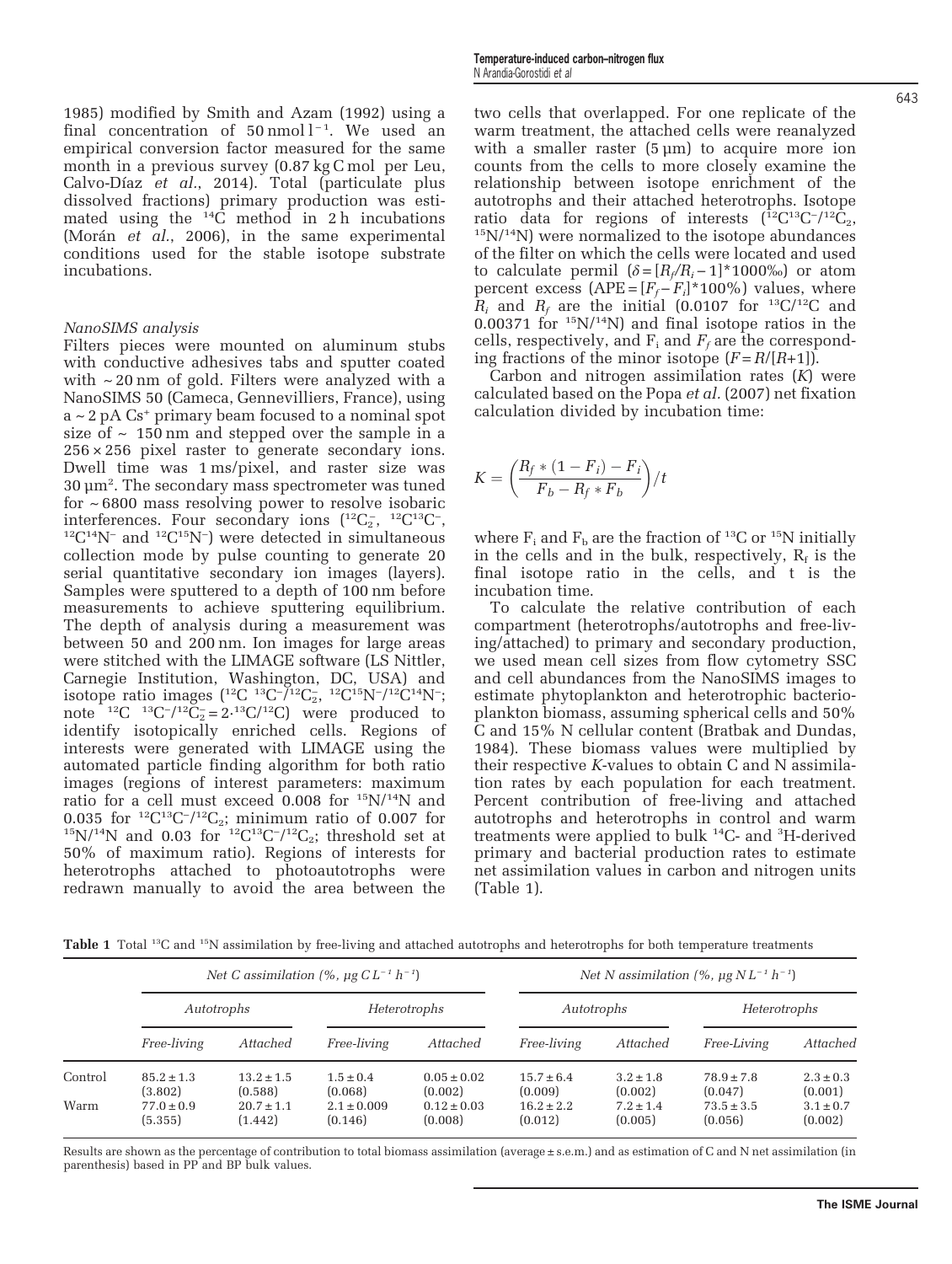1985) modified by Smith and Azam (1992) using a final concentration of $50\,\text{nmol}\,l^{-1}$. We used an empirical conversion factor measured for the same month in a previous survey (0.87 kg C mol per Leu, Calvo-Díaz *et al.*, 2014). Total (particulate plus dissolved fractions) primary production was estimated using the $^{14}C$ method in 2 h incubations (Morán *et al.*, 2006), in the same experimental conditions used for the stable isotope substrate incubations.

### *NanoSIMS analysis*

Filters pieces were mounted on aluminum stubs with conductive adhesives tabs and sputter coated with ~20 nm of gold. Filters were analyzed with a NanoSIMS 50 (Cameca, Gennevilliers, France), using a ~2 pA $Cs^+$ primary beam focused to a nominal spot size of ~ 150 nm and stepped over the sample in a $256\times256$ pixel raster to generate secondary ions. Dwell time was 1 ms/pixel, and raster size was $30\,\mu m^2$. The secondary mass spectrometer was tuned for ~6800 mass resolving power to resolve isobaric interferences. Four secondary ions ($^{12}C_2^-$, $^{12}C^{13}C^-$, $^{12}C^{14}N^-$ and $^{12}C^{15}N^-$) were detected in simultaneous collection mode by pulse counting to generate 20 serial quantitative secondary ion images (layers). Samples were sputtered to a depth of 100 nm before measurements to achieve sputtering equilibrium. The depth of analysis during a measurement was between 50 and 200 nm. Ion images for large areas were stitched with the LIMAGE software (LS Nittler, Carnegie Institution, Washington, DC, USA) and isotope ratio images ($^{12}C\ ^{13}C^-/^{12}C_2^-$, $^{12}C^{15}N^-/^{12}C^{14}N^-$; note $^{12}C\ ^{13}C^-/^{12}C_2^- = 2\cdot{}^{13}C/^{12}C$) were produced to identify isotopically enriched cells. Regions of interests were generated with LIMAGE using the automated particle finding algorithm for both ratio images (regions of interest parameters: maximum ratio for a cell must exceed 0.008 for $^{15}N/^{14}N$ and 0.035 for $^{12}C^{13}C^-/^{12}C_2$; minimum ratio of 0.007 for $^{15}N/^{14}N$ and 0.03 for $^{12}C^{13}C^-/^{12}C_2$; threshold set at 50% of maximum ratio). Regions of interests for heterotrophs attached to photoautotrophs were redrawn manually to avoid the area between the two cells that overlapped. For one replicate of the warm treatment, the attached cells were reanalyzed with a smaller raster (5 μm) to acquire more ion counts from the cells to more closely examine the relationship between isotope enrichment of the autotrophs and their attached heterotrophs. Isotope ratio data for regions of interests ($^{12}C^{13}C^-/^{12}C_2$, $^{15}N/^{14}N$) were normalized to the isotope abundances of the filter on which the cells were located and used to calculate permil ($\delta = [R_f/R_i - 1]*1000‰$) or atom percent excess ($APE = [F_f - F_i]*100\%$) values, where $R_i$ and $R_f$ are the initial (0.0107 for $^{13}C/^{12}C$ and 0.00371 for $^{15}N/^{14}N$) and final isotope ratios in the cells, respectively, and $F_i$ and $F_f$ are the corresponding fractions of the minor isotope ($F = R/[R+1]$).

Carbon and nitrogen assimilation rates ($K$) were calculated based on the Popa *et al.* (2007) net fixation calculation divided by incubation time:

$$K = \left(\frac{R_f * (1 - F_i) - F_i}{F_b - R_f * F_b}\right)/t$$

where $F_i$ and $F_b$ are the fraction of $^{13}C$ or $^{15}N$ initially in the cells and in the bulk, respectively, $R_f$ is the final isotope ratio in the cells, and t is the incubation time.

To calculate the relative contribution of each compartment (heterotrophs/autotrophs and free-living/attached) to primary and secondary production, we used mean cell sizes from flow cytometry SSC and cell abundances from the NanoSIMS images to estimate phytoplankton and heterotrophic bacterioplankton biomass, assuming spherical cells and 50% C and 15% N cellular content (Bratbak and Dundas, 1984). These biomass values were multiplied by their respective *K*-values to obtain C and N assimilation rates by each population for each treatment. Percent contribution of free-living and attached autotrophs and heterotrophs in control and warm treatments were applied to bulk $^{14}C$- and $^{3}H$-derived primary and bacterial production rates to estimate net assimilation values in carbon and nitrogen units (Table 1).

**Table 1** Total $^{13}C$ and $^{15}N$ assimilation by free-living and attached autotrophs and heterotrophs for both temperature treatments

| | *Net C assimilation (%, $\mu g\,C\,L^{-1}\,h^{-1}$)* | | | | *Net N assimilation (%, $\mu g\,N\,L^{-1}\,h^{-1}$)* | | | |
|---|---|---|---|---|---|---|---|---|
| | *Autotrophs* | | *Heterotrophs* | | *Autotrophs* | | *Heterotrophs* | |
| | *Free-living* | *Attached* | *Free-living* | *Attached* | *Free-living* | *Attached* | *Free-Living* | *Attached* |
| Control | 85.2 ± 1.3 (3.802) | 13.2 ± 1.5 (0.588) | 1.5 ± 0.4 (0.068) | 0.05 ± 0.02 (0.002) | 15.7 ± 6.4 (0.009) | 3.2 ± 1.8 (0.002) | 78.9 ± 7.8 (0.047) | 2.3 ± 0.3 (0.001) |
| Warm | 77.0 ± 0.9 (5.355) | 20.7 ± 1.1 (1.442) | 2.1 ± 0.009 (0.146) | 0.12 ± 0.03 (0.008) | 16.2 ± 2.2 (0.012) | 7.2 ± 1.4 (0.005) | 73.5 ± 3.5 (0.056) | 3.1 ± 0.7 (0.002) |

Results are shown as the percentage of contribution to total biomass assimilation (average ± s.e.m.) and as estimation of C and N net assimilation (in parenthesis) based in PP and BP bulk values.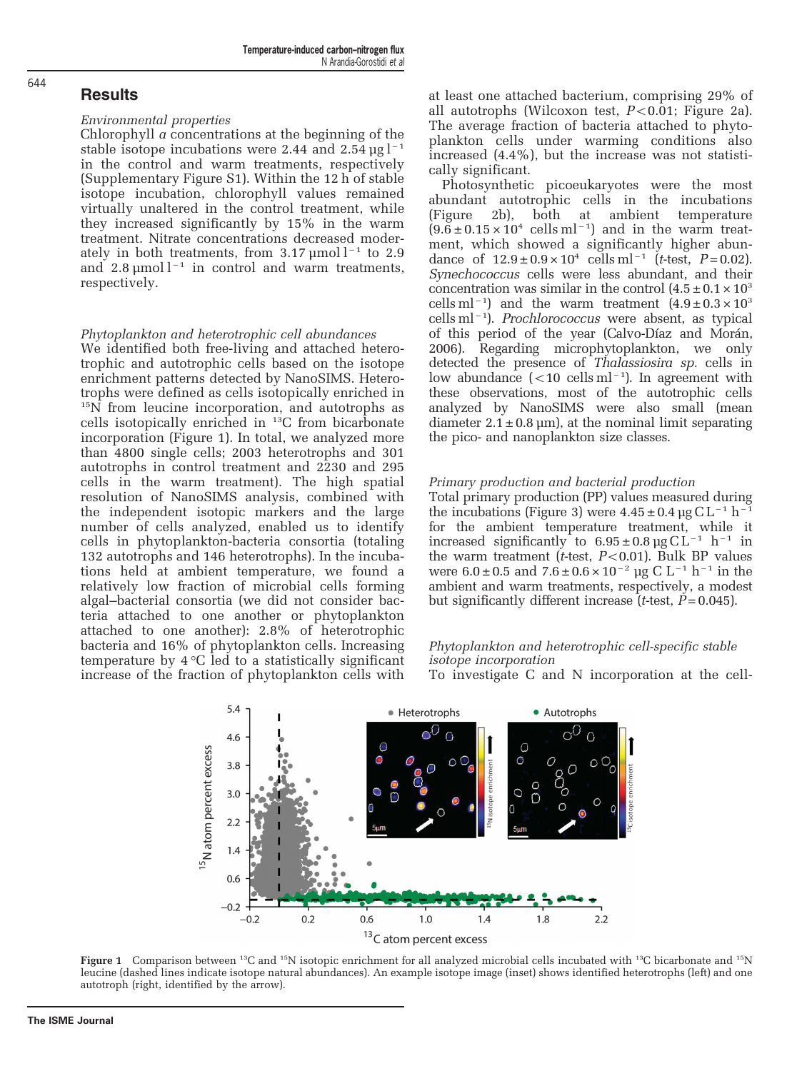## Results

### *Environmental properties*

Chlorophyll *a* concentrations at the beginning of the stable isotope incubations were 2.44 and 2.54 $\mu g\,l^{-1}$ in the control and warm treatments, respectively (Supplementary Figure S1). Within the 12 h of stable isotope incubation, chlorophyll values remained virtually unaltered in the control treatment, while they increased significantly by 15% in the warm treatment. Nitrate concentrations decreased moderately in both treatments, from 3.17 $\mu mol\,l^{-1}$ to 2.9 and 2.8 $\mu mol\,l^{-1}$ in control and warm treatments, respectively.

### *Phytoplankton and heterotrophic cell abundances*

We identified both free-living and attached heterotrophic and autotrophic cells based on the isotope enrichment patterns detected by NanoSIMS. Heterotrophs were defined as cells isotopically enriched in $^{15}N$ from leucine incorporation, and autotrophs as cells isotopically enriched in $^{13}C$ from bicarbonate incorporation (Figure 1). In total, we analyzed more than 4800 single cells; 2003 heterotrophs and 301 autotrophs in control treatment and 2230 and 295 cells in the warm treatment). The high spatial resolution of NanoSIMS analysis, combined with the independent isotopic markers and the large number of cells analyzed, enabled us to identify cells in phytoplankton-bacteria consortia (totaling 132 autotrophs and 146 heterotrophs). In the incubations held at ambient temperature, we found a relatively low fraction of microbial cells forming algal–bacterial consortia (we did not consider bacteria attached to one another or phytoplankton attached to one another): 2.8% of heterotrophic bacteria and 16% of phytoplankton cells. Increasing temperature by 4 °C led to a statistically significant increase of the fraction of phytoplankton cells with at least one attached bacterium, comprising 29% of all autotrophs (Wilcoxon test, $P<0.01$; Figure 2a). The average fraction of bacteria attached to phytoplankton cells under warming conditions also increased (4.4%), but the increase was not statistically significant.

Photosynthetic picoeukaryotes were the most abundant autotrophic cells in the incubations (Figure 2b), both at ambient temperature ($9.6 \pm 0.15 \times 10^4$ cells $ml^{-1}$) and in the warm treatment, which showed a significantly higher abundance of $12.9 \pm 0.9 \times 10^4$ cells $ml^{-1}$ (*t*-test, $P=0.02$). *Synechococcus* cells were less abundant, and their concentration was similar in the control ($4.5 \pm 0.1 \times 10^3$ cells $ml^{-1}$) and the warm treatment ($4.9 \pm 0.3 \times 10^3$ cells $ml^{-1}$). *Prochlorococcus* were absent, as typical of this period of the year (Calvo-Díaz and Morán, 2006). Regarding microphytoplankton, we only detected the presence of *Thalassiosira sp.* cells in low abundance (<10 cells $ml^{-1}$). In agreement with these observations, most of the autotrophic cells analyzed by NanoSIMS were also small (mean diameter $2.1 \pm 0.8$ $\mu m$), at the nominal limit separating the pico- and nanoplankton size classes.

### *Primary production and bacterial production*

Total primary production (PP) values measured during the incubations (Figure 3) were $4.45 \pm 0.4$ $\mu g\,C\,L^{-1}\,h^{-1}$ for the ambient temperature treatment, while it increased significantly to $6.95 \pm 0.8$ $\mu g\,C\,L^{-1}\,h^{-1}$ in the warm treatment (*t*-test, $P<0.01$). Bulk BP values were $6.0 \pm 0.5$ and $7.6 \pm 0.6 \times 10^{-2}$ $\mu g\,C\,L^{-1}\,h^{-1}$ in the ambient and warm treatments, respectively, a modest but significantly different increase (*t*-test, $P=0.045$).

### *Phytoplankton and heterotrophic cell-specific stable isotope incorporation*

To investigate C and N incorporation at the cell-

**Figure 1** Comparison between $^{13}C$ and $^{15}N$ isotopic enrichment for all analyzed microbial cells incubated with $^{13}C$ bicarbonate and $^{15}N$ leucine (dashed lines indicate isotope natural abundances). An example isotope image (inset) shows identified heterotrophs (left) and one autotroph (right, identified by the arrow).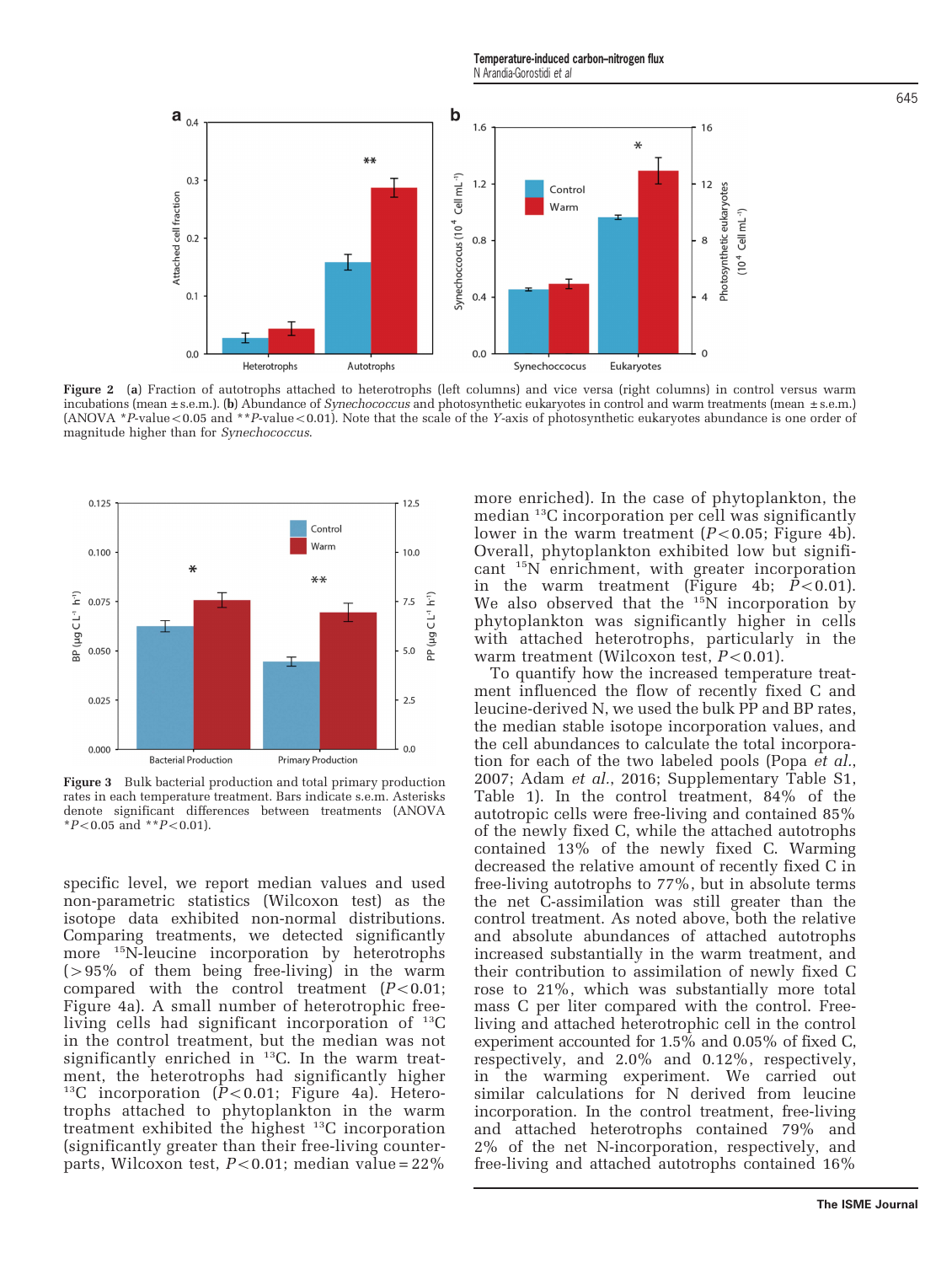**Figure 2** (**a**) Fraction of autotrophs attached to heterotrophs (left columns) and vice versa (right columns) in control versus warm incubations (mean ± s.e.m.). (**b**) Abundance of *Synechococcus* and photosynthetic eukaryotes in control and warm treatments (mean ± s.e.m.) (ANOVA \*P-value < 0.05 and \*\*P-value < 0.01). Note that the scale of the Y-axis of photosynthetic eukaryotes abundance is one order of magnitude higher than for *Synechococcus*.

**Figure 3** Bulk bacterial production and total primary production rates in each temperature treatment. Bars indicate s.e.m. Asterisks denote significant differences between treatments (ANOVA \*$P<0.05$ and \*\*$P<0.01$).

specific level, we report median values and used non-parametric statistics (Wilcoxon test) as the isotope data exhibited non-normal distributions. Comparing treatments, we detected significantly more $^{15}$N-leucine incorporation by heterotrophs (>95% of them being free-living) in the warm compared with the control treatment ($P<0.01$; Figure 4a). A small number of heterotrophic free-living cells had significant incorporation of $^{13}$C in the control treatment, but the median was not significantly enriched in $^{13}$C. In the warm treatment, the heterotrophs had significantly higher $^{13}$C incorporation ($P<0.01$; Figure 4a). Heterotrophs attached to phytoplankton in the warm treatment exhibited the highest $^{13}$C incorporation (significantly greater than their free-living counterparts, Wilcoxon test, $P<0.01$; median value = 22% more enriched). In the case of phytoplankton, the median $^{13}$C incorporation per cell was significantly lower in the warm treatment ($P<0.05$; Figure 4b). Overall, phytoplankton exhibited low but significant $^{15}$N enrichment, with greater incorporation in the warm treatment (Figure 4b; $P<0.01$). We also observed that the $^{15}$N incorporation by phytoplankton was significantly higher in cells with attached heterotrophs, particularly in the warm treatment (Wilcoxon test, $P<0.01$).

To quantify how the increased temperature treatment influenced the flow of recently fixed C and leucine-derived N, we used the bulk PP and BP rates, the median stable isotope incorporation values, and the cell abundances to calculate the total incorporation for each of the two labeled pools (Popa *et al.*, 2007; Adam *et al.*, 2016; Supplementary Table S1, Table 1). In the control treatment, 84% of the autotropic cells were free-living and contained 85% of the newly fixed C, while the attached autotrophs contained 13% of the newly fixed C. Warming decreased the relative amount of recently fixed C in free-living autotrophs to 77%, but in absolute terms the net C-assimilation was still greater than the control treatment. As noted above, both the relative and absolute abundances of attached autotrophs increased substantially in the warm treatment, and their contribution to assimilation of newly fixed C rose to 21%, which was substantially more total mass C per liter compared with the control. Free-living and attached heterotrophic cell in the control experiment accounted for 1.5% and 0.05% of fixed C, respectively, and 2.0% and 0.12%, respectively, in the warming experiment. We carried out similar calculations for N derived from leucine incorporation. In the control treatment, free-living and attached heterotrophs contained 79% and 2% of the net N-incorporation, respectively, and free-living and attached autotrophs contained 16%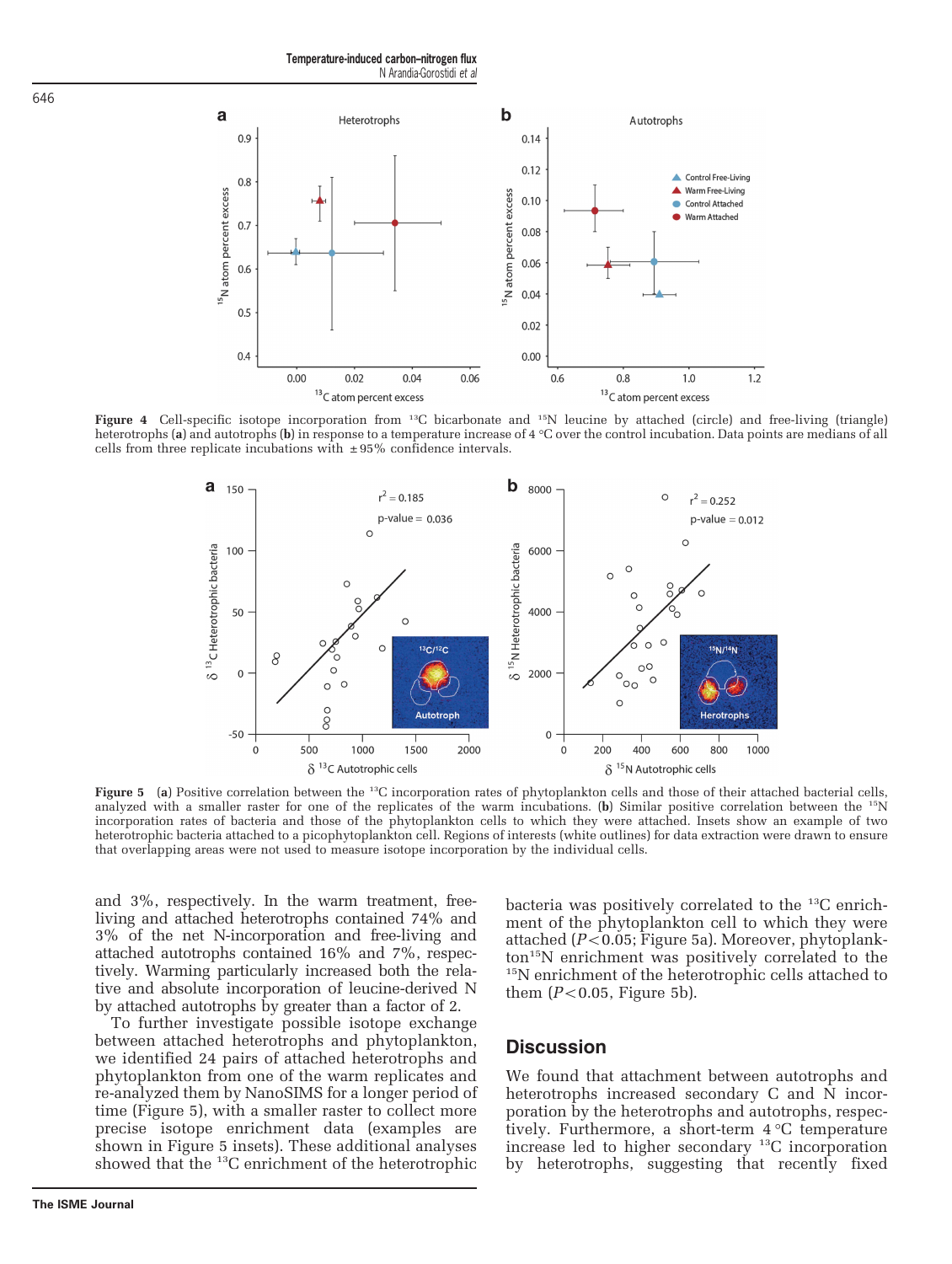**Figure 4** Cell-specific isotope incorporation from $^{13}$C bicarbonate and $^{15}$N leucine by attached (circle) and free-living (triangle) heterotrophs (**a**) and autotrophs (**b**) in response to a temperature increase of 4 °C over the control incubation. Data points are medians of all cells from three replicate incubations with ±95% confidence intervals.

**Figure 5** (**a**) Positive correlation between the $^{13}$C incorporation rates of phytoplankton cells and those of their attached bacterial cells, analyzed with a smaller raster for one of the replicates of the warm incubations. (**b**) Similar positive correlation between the $^{15}$N incorporation rates of bacteria and those of the phytoplankton cells to which they were attached. Insets show an example of two heterotrophic bacteria attached to a picophytoplankton cell. Regions of interests (white outlines) for data extraction were drawn to ensure that overlapping areas were not used to measure isotope incorporation by the individual cells.

and 3%, respectively. In the warm treatment, free-living and attached heterotrophs contained 74% and 3% of the net N-incorporation and free-living and attached autotrophs contained 16% and 7%, respectively. Warming particularly increased both the relative and absolute incorporation of leucine-derived N by attached autotrophs by greater than a factor of 2.

To further investigate possible isotope exchange between attached heterotrophs and phytoplankton, we identified 24 pairs of attached heterotrophs and phytoplankton from one of the warm replicates and re-analyzed them by NanoSIMS for a longer period of time (Figure 5), with a smaller raster to collect more precise isotope enrichment data (examples are shown in Figure 5 insets). These additional analyses showed that the $^{13}$C enrichment of the heterotrophic bacteria was positively correlated to the $^{13}$C enrichment of the phytoplankton cell to which they were attached ($P<0.05$; Figure 5a). Moreover, phytoplankton $^{15}$N enrichment was positively correlated to the $^{15}$N enrichment of the heterotrophic cells attached to them ($P<0.05$, Figure 5b).

## Discussion

We found that attachment between autotrophs and heterotrophs increased secondary C and N incorporation by the heterotrophs and autotrophs, respectively. Furthermore, a short-term 4 °C temperature increase led to higher secondary $^{13}$C incorporation by heterotrophs, suggesting that recently fixed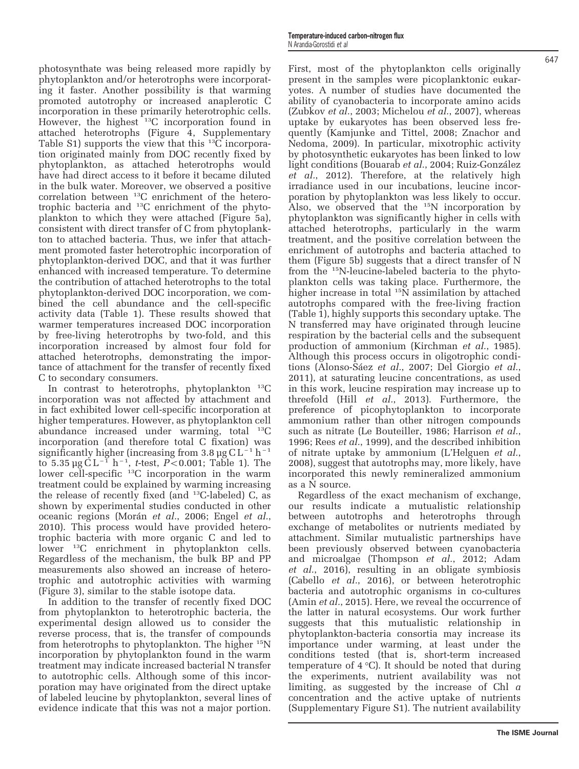photosynthate was being released more rapidly by phytoplankton and/or heterotrophs were incorporating it faster. Another possibility is that warming promoted autotrophy or increased anaplerotic C incorporation in these primarily heterotrophic cells. However, the highest $^{13}C$ incorporation found in attached heterotrophs (Figure 4, Supplementary Table S1) supports the view that this $^{13}C$ incorporation originated mainly from DOC recently fixed by phytoplankton, as attached heterotrophs would have had direct access to it before it became diluted in the bulk water. Moreover, we observed a positive correlation between $^{13}C$ enrichment of the heterotrophic bacteria and $^{13}C$ enrichment of the phytoplankton to which they were attached (Figure 5a), consistent with direct transfer of C from phytoplankton to attached bacteria. Thus, we infer that attachment promoted faster heterotrophic incorporation of phytoplankton-derived DOC, and that it was further enhanced with increased temperature. To determine the contribution of attached heterotrophs to the total phytoplankton-derived DOC incorporation, we combined the cell abundance and the cell-specific activity data (Table 1). These results showed that warmer temperatures increased DOC incorporation by free-living heterotrophs by two-fold, and this incorporation increased by almost four fold for attached heterotrophs, demonstrating the importance of attachment for the transfer of recently fixed C to secondary consumers.

In contrast to heterotrophs, phytoplankton $^{13}C$ incorporation was not affected by attachment and in fact exhibited lower cell-specific incorporation at higher temperatures. However, as phytoplankton cell abundance increased under warming, total $^{13}C$ incorporation (and therefore total C fixation) was significantly higher (increasing from 3.8 $\mu g\,C\,L^{-1}\,h^{-1}$ to 5.35 $\mu g\,C\,L^{-1}\,h^{-1}$, *t*-test, $P<0.001$; Table 1). The lower cell-specific $^{13}C$ incorporation in the warm treatment could be explained by warming increasing the release of recently fixed (and $^{13}C$-labeled) C, as shown by experimental studies conducted in other oceanic regions (Morán *et al.*, 2006; Engel *et al.*, 2010). This process would have provided heterotrophic bacteria with more organic C and led to lower $^{13}C$ enrichment in phytoplankton cells. Regardless of the mechanism, the bulk BP and PP measurements also showed an increase of heterotrophic and autotrophic activities with warming (Figure 3), similar to the stable isotope data.

In addition to the transfer of recently fixed DOC from phytoplankton to heterotrophic bacteria, the experimental design allowed us to consider the reverse process, that is, the transfer of compounds from heterotrophs to phytoplankton. The higher $^{15}N$ incorporation by phytoplankton found in the warm treatment may indicate increased bacterial N transfer to autotrophic cells. Although some of this incorporation may have originated from the direct uptake of labeled leucine by phytoplankton, several lines of evidence indicate that this was not a major portion. First, most of the phytoplankton cells originally present in the samples were picoplanktonic eukaryotes. A number of studies have documented the ability of cyanobacteria to incorporate amino acids (Zubkov *et al.*, 2003; Michelou *et al.*, 2007), whereas uptake by eukaryotes has been observed less frequently (Kamjunke and Tittel, 2008; Znachor and Nedoma, 2009). In particular, mixotrophic activity by photosynthetic eukaryotes has been linked to low light conditions (Bouarab *et al.*, 2004; Ruiz-González *et al.*, 2012). Therefore, at the relatively high irradiance used in our incubations, leucine incorporation by phytoplankton was less likely to occur. Also, we observed that the $^{15}N$ incorporation by phytoplankton was significantly higher in cells with attached heterotrophs, particularly in the warm treatment, and the positive correlation between the enrichment of autotrophs and bacteria attached to them (Figure 5b) suggests that a direct transfer of N from the $^{15}N$-leucine-labeled bacteria to the phytoplankton cells was taking place. Furthermore, the higher increase in total $^{15}N$ assimilation by attached autotrophs compared with the free-living fraction (Table 1), highly supports this secondary uptake. The N transferred may have originated through leucine respiration by the bacterial cells and the subsequent production of ammonium (Kirchman *et al.*, 1985). Although this process occurs in oligotrophic conditions (Alonso-Sáez *et al.*, 2007; Del Giorgio *et al.*, 2011), at saturating leucine concentrations, as used in this work, leucine respiration may increase up to threefold (Hill *et al.*, 2013). Furthermore, the preference of picophytoplankton to incorporate ammonium rather than other nitrogen compounds such as nitrate (Le Bouteiller, 1986; Harrison *et al.*, 1996; Rees *et al.*, 1999), and the described inhibition of nitrate uptake by ammonium (L'Helguen *et al.*, 2008), suggest that autotrophs may, more likely, have incorporated this newly remineralized ammonium as a N source.

Regardless of the exact mechanism of exchange, our results indicate a mutualistic relationship between autotrophs and heterotrophs through exchange of metabolites or nutrients mediated by attachment. Similar mutualistic partnerships have been previously observed between cyanobacteria and microalgae (Thompson *et al.*, 2012; Adam *et al.*, 2016), resulting in an obligate symbiosis (Cabello *et al.*, 2016), or between heterotrophic bacteria and autotrophic organisms in co-cultures (Amin *et al.*, 2015). Here, we reveal the occurrence of the latter in natural ecosystems. Our work further suggests that this mutualistic relationship in phytoplankton-bacteria consortia may increase its importance under warming, at least under the conditions tested (that is, short-term increased temperature of 4 °C). It should be noted that during the experiments, nutrient availability was not limiting, as suggested by the increase of Chl *a* concentration and the active uptake of nutrients (Supplementary Figure S1). The nutrient availability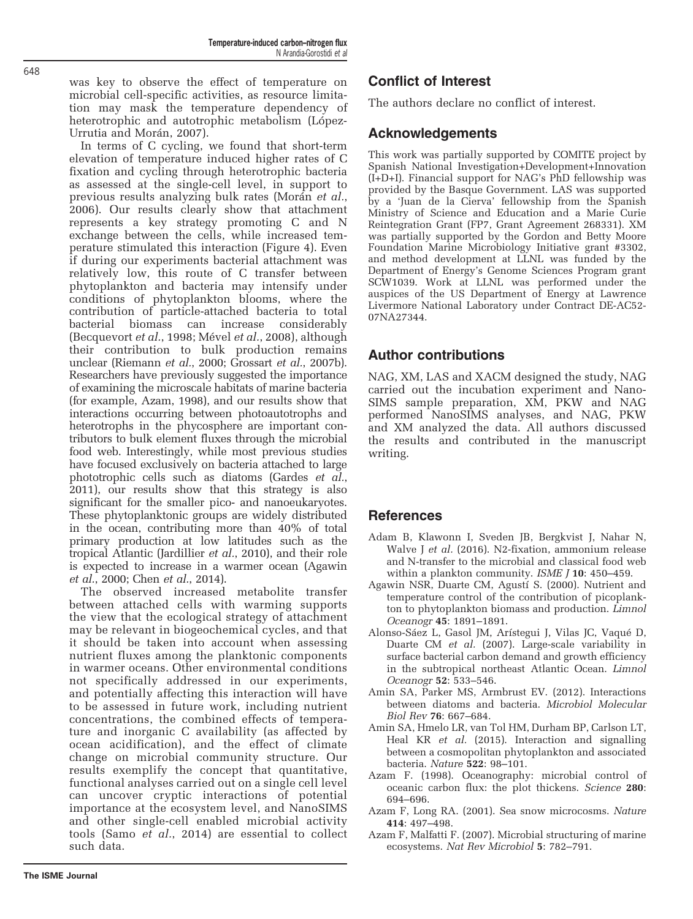was key to observe the effect of temperature on microbial cell-specific activities, as resource limitation may mask the temperature dependency of heterotrophic and autotrophic metabolism (López-Urrutia and Morán, 2007).

In terms of C cycling, we found that short-term elevation of temperature induced higher rates of C fixation and cycling through heterotrophic bacteria as assessed at the single-cell level, in support to previous results analyzing bulk rates (Morán *et al.*, 2006). Our results clearly show that attachment represents a key strategy promoting C and N exchange between the cells, while increased temperature stimulated this interaction (Figure 4). Even if during our experiments bacterial attachment was relatively low, this route of C transfer between phytoplankton and bacteria may intensify under conditions of phytoplankton blooms, where the contribution of particle-attached bacteria to total bacterial biomass can increase considerably (Becquevort *et al.*, 1998; Mével *et al.*, 2008), although their contribution to bulk production remains unclear (Riemann *et al.*, 2000; Grossart *et al.*, 2007b). Researchers have previously suggested the importance of examining the microscale habitats of marine bacteria (for example, Azam, 1998), and our results show that interactions occurring between photoautotrophs and heterotrophs in the phycosphere are important contributors to bulk element fluxes through the microbial food web. Interestingly, while most previous studies have focused exclusively on bacteria attached to large phototrophic cells such as diatoms (Gardes *et al.*, 2011), our results show that this strategy is also significant for the smaller pico- and nanoeukaryotes. These phytoplanktonic groups are widely distributed in the ocean, contributing more than 40% of total primary production at low latitudes such as the tropical Atlantic (Jardillier *et al.*, 2010), and their role is expected to increase in a warmer ocean (Agawin *et al.*, 2000; Chen *et al.*, 2014).

The observed increased metabolite transfer between attached cells with warming supports the view that the ecological strategy of attachment may be relevant in biogeochemical cycles, and that it should be taken into account when assessing nutrient fluxes among the planktonic components in warmer oceans. Other environmental conditions not specifically addressed in our experiments, and potentially affecting this interaction will have to be assessed in future work, including nutrient concentrations, the combined effects of temperature and inorganic C availability (as affected by ocean acidification), and the effect of climate change on microbial community structure. Our results exemplify the concept that quantitative, functional analyses carried out on a single cell level can uncover cryptic interactions of potential importance at the ecosystem level, and NanoSIMS and other single-cell enabled microbial activity tools (Samo *et al.*, 2014) are essential to collect such data.

## Conflict of Interest

The authors declare no conflict of interest.

## Acknowledgements

This work was partially supported by COMITE project by Spanish National Investigation+Development+Innovation (I+D+I). Financial support for NAG's PhD fellowship was provided by the Basque Government. LAS was supported by a 'Juan de la Cierva' fellowship from the Spanish Ministry of Science and Education and a Marie Curie Reintegration Grant (FP7, Grant Agreement 268331). XM was partially supported by the Gordon and Betty Moore Foundation Marine Microbiology Initiative grant #3302, and method development at LLNL was funded by the Department of Energy's Genome Sciences Program grant SCW1039. Work at LLNL was performed under the auspices of the US Department of Energy at Lawrence Livermore National Laboratory under Contract DE-AC52-07NA27344.

## Author contributions

NAG, XM, LAS and XACM designed the study, NAG carried out the incubation experiment and NanoSIMS sample preparation, XM, PKW and NAG performed NanoSIMS analyses, and NAG, PKW and XM analyzed the data. All authors discussed the results and contributed in the manuscript writing.

## References

Adam B, Klawonn I, Sveden JB, Bergkvist J, Nahar N, Walve J *et al.* (2016). N2-fixation, ammonium release and N-transfer to the microbial and classical food web within a plankton community. *ISME J* **10**: 450–459.

Agawin NSR, Duarte CM, Agustí S. (2000). Nutrient and temperature control of the contribution of picoplankton to phytoplankton biomass and production. *Limnol Oceanogr* **45**: 1891–1891.

Alonso-Sáez L, Gasol JM, Arístegui J, Vilas JC, Vaqué D, Duarte CM *et al.* (2007). Large-scale variability in surface bacterial carbon demand and growth efficiency in the subtropical northeast Atlantic Ocean. *Limnol Oceanogr* **52**: 533–546.

Amin SA, Parker MS, Armbrust EV. (2012). Interactions between diatoms and bacteria. *Microbiol Molecular Biol Rev* **76**: 667–684.

Amin SA, Hmelo LR, van Tol HM, Durham BP, Carlson LT, Heal KR *et al.* (2015). Interaction and signalling between a cosmopolitan phytoplankton and associated bacteria. *Nature* **522**: 98–101.

Azam F. (1998). Oceanography: microbial control of oceanic carbon flux: the plot thickens. *Science* **280**: 694–696.

Azam F, Long RA. (2001). Sea snow microcosms. *Nature* **414**: 497–498.

Azam F, Malfatti F. (2007). Microbial structuring of marine ecosystems. *Nat Rev Microbiol* **5**: 782–791.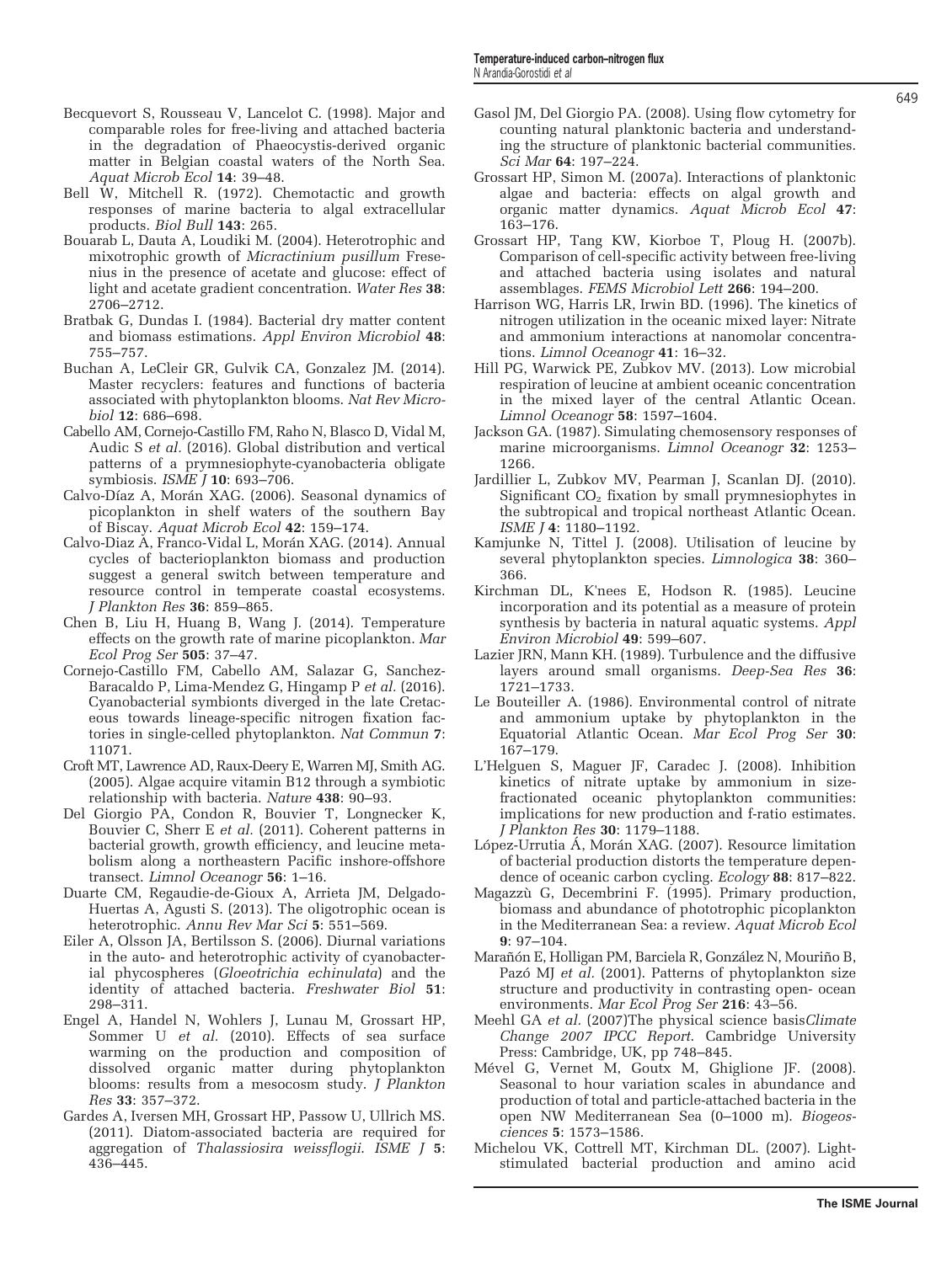Becquevort S, Rousseau V, Lancelot C. (1998). Major and comparable roles for free-living and attached bacteria in the degradation of Phaeocystis-derived organic matter in Belgian coastal waters of the North Sea. *Aquat Microb Ecol* **14**: 39–48.

Bell W, Mitchell R. (1972). Chemotactic and growth responses of marine bacteria to algal extracellular products. *Biol Bull* **143**: 265.

Bouarab L, Dauta A, Loudiki M. (2004). Heterotrophic and mixotrophic growth of *Micractinium pusillum* Fresenius in the presence of acetate and glucose: effect of light and acetate gradient concentration. *Water Res* **38**: 2706–2712.

Bratbak G, Dundas I. (1984). Bacterial dry matter content and biomass estimations. *Appl Environ Microbiol* **48**: 755–757.

Buchan A, LeCleir GR, Gulvik CA, Gonzalez JM. (2014). Master recyclers: features and functions of bacteria associated with phytoplankton blooms. *Nat Rev Microbiol* **12**: 686–698.

Cabello AM, Cornejo-Castillo FM, Raho N, Blasco D, Vidal M, Audic S *et al.* (2016). Global distribution and vertical patterns of a prymnesiophyte-cyanobacteria obligate symbiosis. *ISME J* **10**: 693–706.

Calvo-Díaz A, Morán XAG. (2006). Seasonal dynamics of picoplankton in shelf waters of the southern Bay of Biscay. *Aquat Microb Ecol* **42**: 159–174.

Calvo-Diaz A, Franco-Vidal L, Morán XAG. (2014). Annual cycles of bacterioplankton biomass and production suggest a general switch between temperature and resource control in temperate coastal ecosystems. *J Plankton Res* **36**: 859–865.

Chen B, Liu H, Huang B, Wang J. (2014). Temperature effects on the growth rate of marine picoplankton. *Mar Ecol Prog Ser* **505**: 37–47.

Cornejo-Castillo FM, Cabello AM, Salazar G, Sanchez-Baracaldo P, Lima-Mendez G, Hingamp P *et al.* (2016). Cyanobacterial symbionts diverged in the late Cretaceous towards lineage-specific nitrogen fixation factories in single-celled phytoplankton. *Nat Commun* **7**: 11071.

Croft MT, Lawrence AD, Raux-Deery E, Warren MJ, Smith AG. (2005). Algae acquire vitamin B12 through a symbiotic relationship with bacteria. *Nature* **438**: 90–93.

Del Giorgio PA, Condon R, Bouvier T, Longnecker K, Bouvier C, Sherr E *et al.* (2011). Coherent patterns in bacterial growth, growth efficiency, and leucine metabolism along a northeastern Pacific inshore-offshore transect. *Limnol Oceanogr* **56**: 1–16.

Duarte CM, Regaudie-de-Gioux A, Arrieta JM, Delgado-Huertas A, Agusti S. (2013). The oligotrophic ocean is heterotrophic. *Annu Rev Mar Sci* **5**: 551–569.

Eiler A, Olsson JA, Bertilsson S. (2006). Diurnal variations in the auto- and heterotrophic activity of cyanobacterial phycospheres (*Gloeotrichia echinulata*) and the identity of attached bacteria. *Freshwater Biol* **51**: 298–311.

Engel A, Handel N, Wohlers J, Lunau M, Grossart HP, Sommer U *et al.* (2010). Effects of sea surface warming on the production and composition of dissolved organic matter during phytoplankton blooms: results from a mesocosm study. *J Plankton Res* **33**: 357–372.

Gardes A, Iversen MH, Grossart HP, Passow U, Ullrich MS. (2011). Diatom-associated bacteria are required for aggregation of *Thalassiosira weissflogii*. *ISME J* **5**: 436–445.

Gasol JM, Del Giorgio PA. (2008). Using flow cytometry for counting natural planktonic bacteria and understanding the structure of planktonic bacterial communities. *Sci Mar* **64**: 197–224.

Grossart HP, Simon M. (2007a). Interactions of planktonic algae and bacteria: effects on algal growth and organic matter dynamics. *Aquat Microb Ecol* **47**: 163–176.

Grossart HP, Tang KW, Kiorboe T, Ploug H. (2007b). Comparison of cell-specific activity between free-living and attached bacteria using isolates and natural assemblages. *FEMS Microbiol Lett* **266**: 194–200.

Harrison WG, Harris LR, Irwin BD. (1996). The kinetics of nitrogen utilization in the oceanic mixed layer: Nitrate and ammonium interactions at nanomolar concentrations. *Limnol Oceanogr* **41**: 16–32.

Hill PG, Warwick PE, Zubkov MV. (2013). Low microbial respiration of leucine at ambient oceanic concentration in the mixed layer of the central Atlantic Ocean. *Limnol Oceanogr* **58**: 1597–1604.

Jackson GA. (1987). Simulating chemosensory responses of marine microorganisms. *Limnol Oceanogr* **32**: 1253–1266.

Jardillier L, Zubkov MV, Pearman J, Scanlan DJ. (2010). Significant $CO_2$ fixation by small prymnesiophytes in the subtropical and tropical northeast Atlantic Ocean. *ISME J* **4**: 1180–1192.

Kamjunke N, Tittel J. (2008). Utilisation of leucine by several phytoplankton species. *Limnologica* **38**: 360–366.

Kirchman DL, K'nees E, Hodson R. (1985). Leucine incorporation and its potential as a measure of protein synthesis by bacteria in natural aquatic systems. *Appl Environ Microbiol* **49**: 599–607.

Lazier JRN, Mann KH. (1989). Turbulence and the diffusive layers around small organisms. *Deep-Sea Res* **36**: 1721–1733.

Le Bouteiller A. (1986). Environmental control of nitrate and ammonium uptake by phytoplankton in the Equatorial Atlantic Ocean. *Mar Ecol Prog Ser* **30**: 167–179.

L'Helguen S, Maguer JF, Caradec J. (2008). Inhibition kinetics of nitrate uptake by ammonium in size-fractionated oceanic phytoplankton communities: implications for new production and f-ratio estimates. *J Plankton Res* **30**: 1179–1188.

López-Urrutia Á, Morán XAG. (2007). Resource limitation of bacterial production distorts the temperature dependence of oceanic carbon cycling. *Ecology* **88**: 817–822.

Magazzù G, Decembrini F. (1995). Primary production, biomass and abundance of phototrophic picoplankton in the Mediterranean Sea: a review. *Aquat Microb Ecol* **9**: 97–104.

Marañón E, Holligan PM, Barciela R, González N, Mouriño B, Pazó MJ *et al.* (2001). Patterns of phytoplankton size structure and productivity in contrasting open- ocean environments. *Mar Ecol Prog Ser* **216**: 43–56.

Meehl GA *et al.* (2007)The physical science basis*Climate Change 2007 IPCC Report*. Cambridge University Press: Cambridge, UK, pp 748–845.

Mével G, Vernet M, Goutx M, Ghiglione JF. (2008). Seasonal to hour variation scales in abundance and production of total and particle-attached bacteria in the open NW Mediterranean Sea (0–1000 m). *Biogeosciences* **5**: 1573–1586.

Michelou VK, Cottrell MT, Kirchman DL. (2007). Light-stimulated bacterial production and amino acid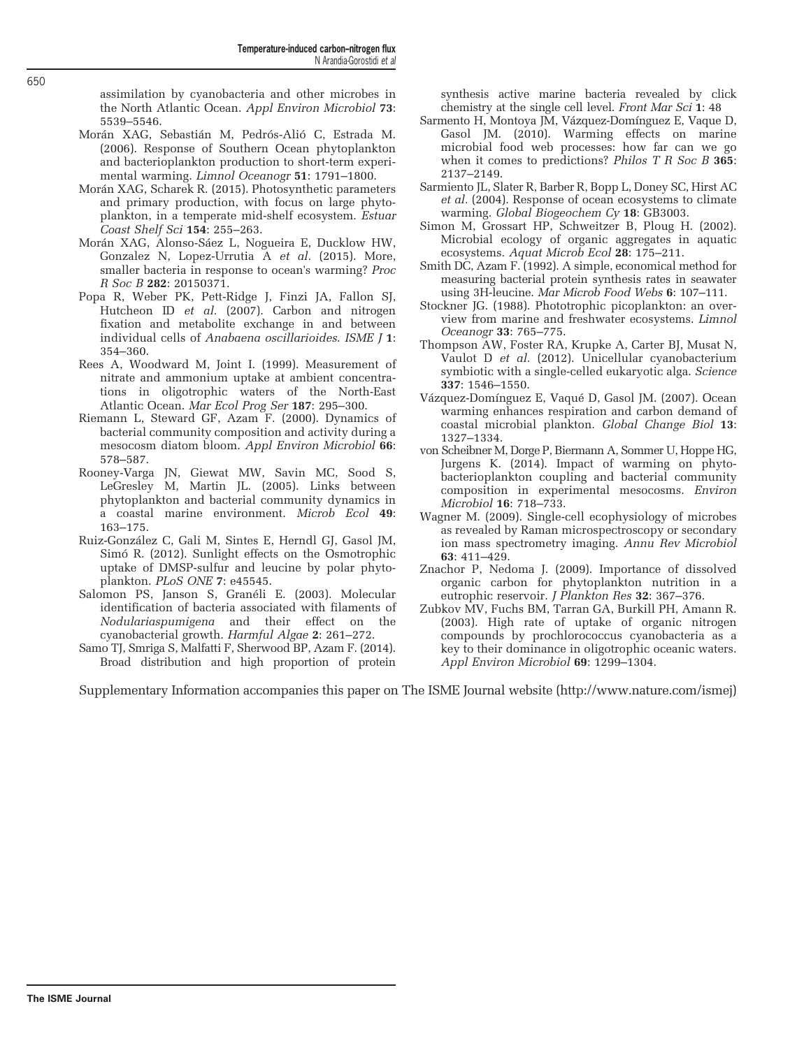assimilation by cyanobacteria and other microbes in the North Atlantic Ocean. *Appl Environ Microbiol* **73**: 5539–5546.

Morán XAG, Sebastián M, Pedrós-Alió C, Estrada M. (2006). Response of Southern Ocean phytoplankton and bacterioplankton production to short-term experimental warming. *Limnol Oceanogr* **51**: 1791–1800.

Morán XAG, Scharek R. (2015). Photosynthetic parameters and primary production, with focus on large phytoplankton, in a temperate mid-shelf ecosystem. *Estuar Coast Shelf Sci* **154**: 255–263.

Morán XAG, Alonso-Sáez L, Nogueira E, Ducklow HW, Gonzalez N, Lopez-Urrutia A *et al.* (2015). More, smaller bacteria in response to ocean's warming? *Proc R Soc B* **282**: 20150371.

Popa R, Weber PK, Pett-Ridge J, Finzi JA, Fallon SJ, Hutcheon ID *et al.* (2007). Carbon and nitrogen fixation and metabolite exchange in and between individual cells of *Anabaena oscillarioides*. *ISME J* **1**: 354–360.

Rees A, Woodward M, Joint I. (1999). Measurement of nitrate and ammonium uptake at ambient concentrations in oligotrophic waters of the North-East Atlantic Ocean. *Mar Ecol Prog Ser* **187**: 295–300.

Riemann L, Steward GF, Azam F. (2000). Dynamics of bacterial community composition and activity during a mesocosm diatom bloom. *Appl Environ Microbiol* **66**: 578–587.

Rooney-Varga JN, Giewat MW, Savin MC, Sood S, LeGresley M, Martin JL. (2005). Links between phytoplankton and bacterial community dynamics in a coastal marine environment. *Microb Ecol* **49**: 163–175.

Ruiz-González C, Gali M, Sintes E, Herndl GJ, Gasol JM, Simó R. (2012). Sunlight effects on the Osmotrophic uptake of DMSP-sulfur and leucine by polar phytoplankton. *PLoS ONE* **7**: e45545.

Salomon PS, Janson S, Granéli E. (2003). Molecular identification of bacteria associated with filaments of *Nodulariaspumigena* and their effect on the cyanobacterial growth. *Harmful Algae* **2**: 261–272.

Samo TJ, Smriga S, Malfatti F, Sherwood BP, Azam F. (2014). Broad distribution and high proportion of protein synthesis active marine bacteria revealed by click chemistry at the single cell level. *Front Mar Sci* **1**: 48

Sarmento H, Montoya JM, Vázquez-Domínguez E, Vaque D, Gasol JM. (2010). Warming effects on marine microbial food web processes: how far can we go when it comes to predictions? *Philos T R Soc B* **365**: 2137–2149.

Sarmiento JL, Slater R, Barber R, Bopp L, Doney SC, Hirst AC *et al.* (2004). Response of ocean ecosystems to climate warming. *Global Biogeochem Cy* **18**: GB3003.

Simon M, Grossart HP, Schweitzer B, Ploug H. (2002). Microbial ecology of organic aggregates in aquatic ecosystems. *Aquat Microb Ecol* **28**: 175–211.

Smith DC, Azam F. (1992). A simple, economical method for measuring bacterial protein synthesis rates in seawater using 3H-leucine. *Mar Microb Food Webs* **6**: 107–111.

Stockner JG. (1988). Phototrophic picoplankton: an overview from marine and freshwater ecosystems. *Limnol Oceanogr* **33**: 765–775.

Thompson AW, Foster RA, Krupke A, Carter BJ, Musat N, Vaulot D *et al.* (2012). Unicellular cyanobacterium symbiotic with a single-celled eukaryotic alga. *Science* **337**: 1546–1550.

Vázquez-Domínguez E, Vaqué D, Gasol JM. (2007). Ocean warming enhances respiration and carbon demand of coastal microbial plankton. *Global Change Biol* **13**: 1327–1334.

von Scheibner M, Dorge P, Biermann A, Sommer U, Hoppe HG, Jurgens K. (2014). Impact of warming on phyto-bacterioplankton coupling and bacterial community composition in experimental mesocosms. *Environ Microbiol* **16**: 718–733.

Wagner M. (2009). Single-cell ecophysiology of microbes as revealed by Raman microspectroscopy or secondary ion mass spectrometry imaging. *Annu Rev Microbiol* **63**: 411–429.

Znachor P, Nedoma J. (2009). Importance of dissolved organic carbon for phytoplankton nutrition in a eutrophic reservoir. *J Plankton Res* **32**: 367–376.

Zubkov MV, Fuchs BM, Tarran GA, Burkill PH, Amann R. (2003). High rate of uptake of organic nitrogen compounds by prochlorococcus cyanobacteria as a key to their dominance in oligotrophic oceanic waters. *Appl Environ Microbiol* **69**: 1299–1304.

Supplementary Information accompanies this paper on The ISME Journal website (http://www.nature.com/ismej)